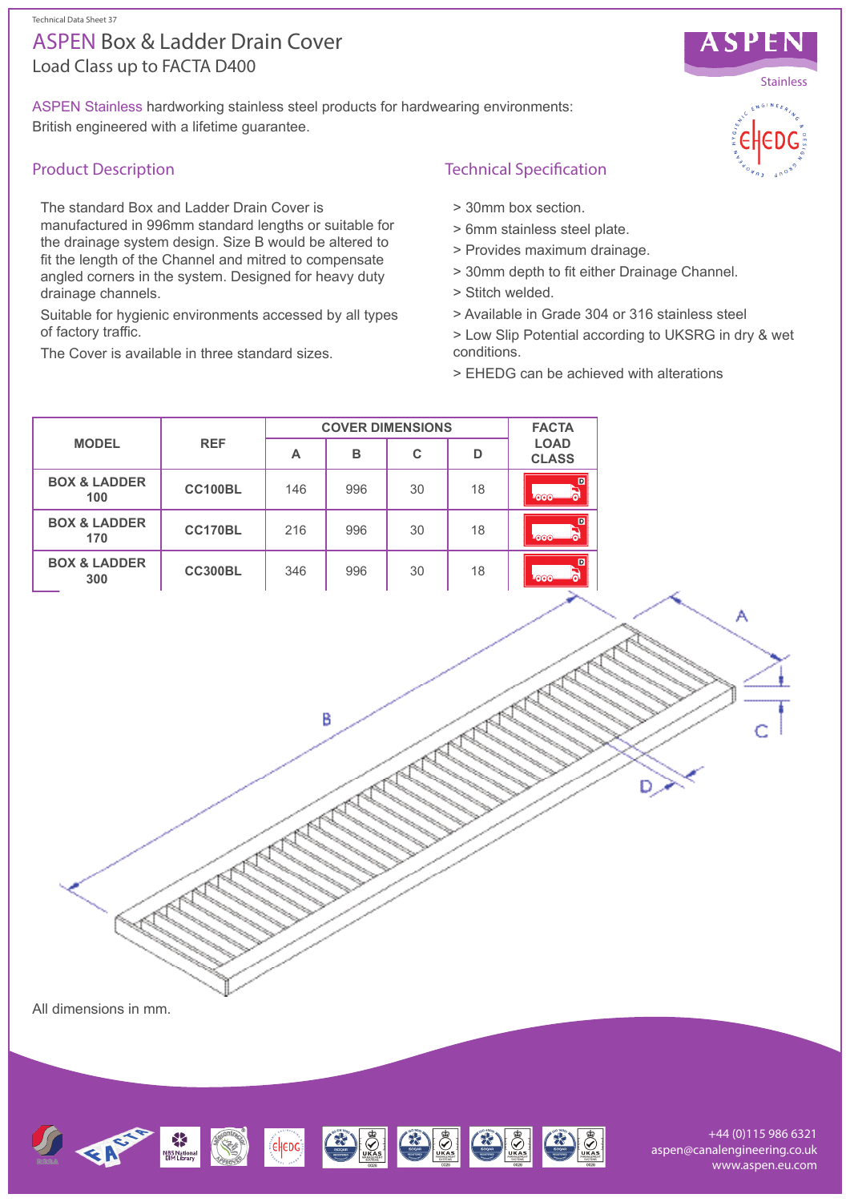Technical Data Sheet 37

# ASPEN Box & Ladder Drain Cover

Load Class up to FACTA D400

ASPEN Stainless hardworking stainless steel products for hardwearing environments: British engineered with a lifetime guarantee.

## Product Description

The standard Box and Ladder Drain Cover is manufactured in 996mm standard lengths or suitable for the drainage system design. Size B would be altered to fit the length of the Channel and mitred to compensate angled corners in the system. Designed for heavy duty drainage channels.

Suitable for hygienic environments accessed by all types of factory traffic.

The Cover is available in three standard sizes.

## Technical Specification

- > 30mm box section.
- > 6mm stainless steel plate.
- > Provides maximum drainage.
- > 30mm depth to fit either Drainage Channel.
- > Stitch welded.
- > Available in Grade 304 or 316 stainless steel
- > Low Slip Potential according to UKSRG in dry & wet conditions.
- > EHEDG can be achieved with alterations

| MODEL | REF | COVER DIMENSIONS | | | | FACTA LOAD CLASS |
|---|---|---|---|---|---|---|
| | | A | B | C | D | |
| BOX & LADDER 100 | CC100BL | 146 | 996 | 30 | 18 | D |
| BOX & LADDER 170 | CC170BL | 216 | 996 | 30 | 18 | D |
| BOX & LADDER 300 | CC300BL | 346 | 996 | 30 | 18 | D |

All dimensions in mm.

+44 (0)115 986 6321
aspen@canalengineering.co.uk
www.aspen.eu.com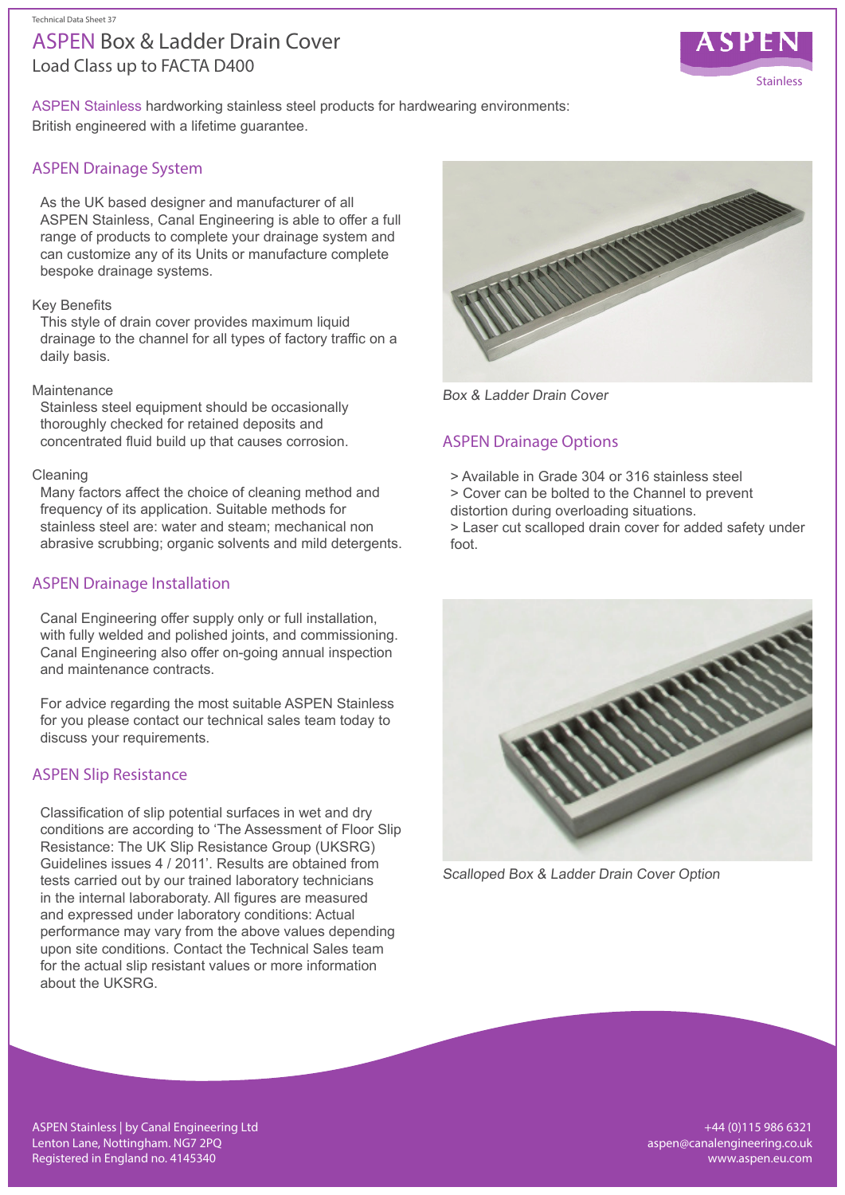Technical Data Sheet 37

# ASPEN Box & Ladder Drain Cover

Load Class up to FACTA D400

ASPEN Stainless hardworking stainless steel products for hardwearing environments: British engineered with a lifetime guarantee.

## ASPEN Drainage System

As the UK based designer and manufacturer of all ASPEN Stainless, Canal Engineering is able to offer a full range of products to complete your drainage system and can customize any of its Units or manufacture complete bespoke drainage systems.

Key Benefits

This style of drain cover provides maximum liquid drainage to the channel for all types of factory traffic on a daily basis.

Maintenance

Stainless steel equipment should be occasionally thoroughly checked for retained deposits and concentrated fluid build up that causes corrosion.

Cleaning

Many factors affect the choice of cleaning method and frequency of its application. Suitable methods for stainless steel are: water and steam; mechanical non abrasive scrubbing; organic solvents and mild detergents.

## ASPEN Drainage Installation

Canal Engineering offer supply only or full installation, with fully welded and polished joints, and commissioning. Canal Engineering also offer on-going annual inspection and maintenance contracts.

For advice regarding the most suitable ASPEN Stainless for you please contact our technical sales team today to discuss your requirements.

## ASPEN Slip Resistance

Classification of slip potential surfaces in wet and dry conditions are according to 'The Assessment of Floor Slip Resistance: The UK Slip Resistance Group (UKSRG) Guidelines issues 4 / 2011'. Results are obtained from tests carried out by our trained laboratory technicians in the internal laboraboraty. All figures are measured and expressed under laboratory conditions: Actual performance may vary from the above values depending upon site conditions. Contact the Technical Sales team for the actual slip resistant values or more information about the UKSRG.

*Box & Ladder Drain Cover*

## ASPEN Drainage Options

> Available in Grade 304 or 316 stainless steel
> Cover can be bolted to the Channel to prevent distortion during overloading situations.
> Laser cut scalloped drain cover for added safety under foot.

*Scalloped Box & Ladder Drain Cover Option*

ASPEN Stainless | by Canal Engineering Ltd
Lenton Lane, Nottingham. NG7 2PQ
Registered in England no. 4145340

+44 (0)115 986 6321
aspen@canalengineering.co.uk
www.aspen.eu.com